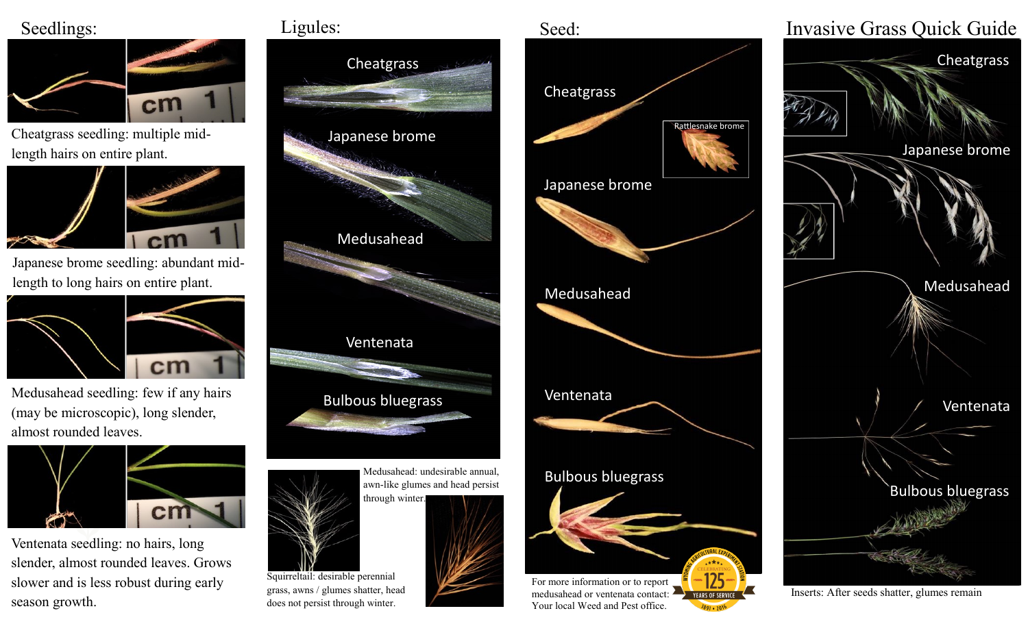## Seedlings:

Cheatgrass seedling: multiple mid-length hairs on entire plant.

Japanese brome seedling: abundant mid-length to long hairs on entire plant.

Medusahead seedling: few if any hairs (may be microscopic), long slender, almost rounded leaves.

Ventenata seedling: no hairs, long slender, almost rounded leaves. Grows slower and is less robust during early season growth.

## Ligules:

Cheatgrass

Japanese brome

Medusahead

Ventenata

Bulbous bluegrass

Medusahead: undesirable annual, awn-like glumes and head persist through winter.

Squirreltail: desirable perennial grass, awns / glumes shatter, head does not persist through winter.

## Seed:

Cheatgrass

Rattlesnake brome

Japanese brome

Medusahead

Ventenata

Bulbous bluegrass

For more information or to report medusahead or ventenata contact: Your local Weed and Pest office.

## Invasive Grass Quick Guide

Cheatgrass

Japanese brome

Medusahead

Ventenata

Bulbous bluegrass

Inserts: After seeds shatter, glumes remain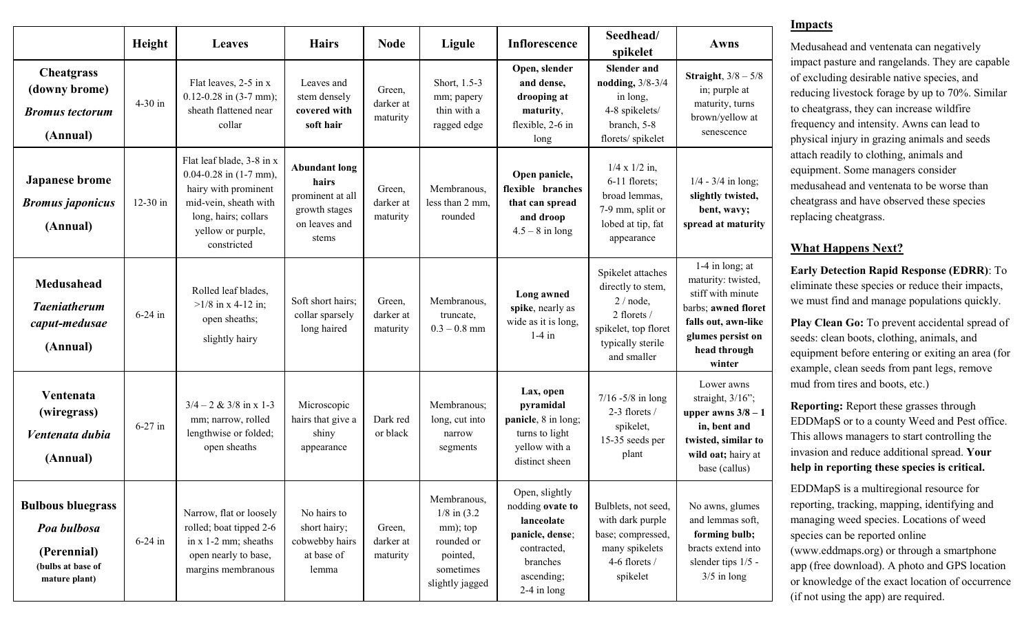| | Height | Leaves | Hairs | Node | Ligule | Inflorescence | Seedhead/ spikelet | Awns |
|---|---|---|---|---|---|---|---|---|
| **Cheatgrass (downy brome)** ***Bromus tectorum*** **(Annual)** | 4-30 in | Flat leaves, 2-5 in x 0.12-0.28 in (3-7 mm); sheath flattened near collar | Leaves and stem densely **covered with soft hair** | Green, darker at maturity | Short, 1.5-3 mm; papery thin with a ragged edge | **Open, slender and dense, drooping at maturity**, flexible, 2-6 in long | **Slender and nodding,** 3/8-3/4 in long, 4-8 spikelets/ branch, 5-8 florets/ spikelet | **Straight**, 3/8 – 5/8 in; purple at maturity, turns brown/yellow at senescence |
| **Japanese brome** ***Bromus japonicus*** **(Annual)** | 12-30 in | Flat leaf blade, 3-8 in x 0.04-0.28 in (1-7 mm), hairy with prominent mid-vein, sheath with long, hairs; collars yellow or purple, constricted | **Abundant long hairs** prominent at all growth stages on leaves and stems | Green, darker at maturity | Membranous, less than 2 mm, rounded | **Open panicle, flexible branches that can spread and droop** 4.5 – 8 in long | 1/4 x 1/2 in, 6-11 florets; broad lemmas, 7-9 mm, split or lobed at tip, fat appearance | 1/4 - 3/4 in long; **slightly twisted, bent, wavy; spread at maturity** |
| **Medusahead** ***Taeniatherum caput-medusae*** **(Annual)** | 6-24 in | Rolled leaf blades, >1/8 in x 4-12 in; open sheaths; slightly hairy | Soft short hairs; collar sparsely long haired | Green, darker at maturity | Membranous, truncate, 0.3 – 0.8 mm | **Long awned spike**, nearly as wide as it is long, 1-4 in | Spikelet attaches directly to stem, 2 / node, 2 florets / spikelet, top floret typically sterile and smaller | 1-4 in long; at maturity: twisted, stiff with minute barbs; **awned floret falls out, awn-like glumes persist on head through winter** |
| **Ventenata (wiregrass)** ***Ventenata dubia*** **(Annual)** | 6-27 in | 3/4 – 2 & 3/8 in x 1-3 mm; narrow, rolled lengthwise or folded; open sheaths | Microscopic hairs that give a shiny appearance | Dark red or black | Membranous; long, cut into narrow segments | **Lax, open pyramidal panicle**, 8 in long; turns to light yellow with a distinct sheen | 7/16 -5/8 in long 2-3 florets / spikelet, 15-35 seeds per plant | Lower awns straight, 3/16"; **upper awns 3/8 – 1 in, bent and twisted, similar to wild oat;** hairy at base (callus) |
| **Bulbous bluegrass** ***Poa bulbosa*** **(Perennial)** **(bulbs at base of mature plant)** | 6-24 in | Narrow, flat or loosely rolled; boat tipped 2-6 in x 1-2 mm; sheaths open nearly to base, margins membranous | No hairs to short hairy; cobwebby hairs at base of lemma | Green, darker at maturity | Membranous, 1/8 in (3.2 mm); top rounded or pointed, sometimes slightly jagged | Open, slightly nodding **ovate to lanceolate panicle, dense**; contracted, branches ascending; 2-4 in long | Bulblets, not seed, with dark purple base; compressed, many spikelets 4-6 florets / spikelet | No awns, glumes and lemmas soft, **forming bulb;** bracts extend into slender tips 1/5 - 3/5 in long |

## Impacts

Medusahead and ventenata can negatively impact pasture and rangelands. They are capable of excluding desirable native species, and reducing livestock forage by up to 70%. Similar to cheatgrass, they can increase wildfire frequency and intensity. Awns can lead to physical injury in grazing animals and seeds attach readily to clothing, animals and equipment. Some managers consider medusahead and ventenata to be worse than cheatgrass and have observed these species replacing cheatgrass.

## What Happens Next?

**Early Detection Rapid Response (EDRR)**: To eliminate these species or reduce their impacts, we must find and manage populations quickly.

**Play Clean Go:** To prevent accidental spread of seeds: clean boots, clothing, animals, and equipment before entering or exiting an area (for example, clean seeds from pant legs, remove mud from tires and boots, etc.)

**Reporting:** Report these grasses through EDDMapS or to a county Weed and Pest office. This allows managers to start controlling the invasion and reduce additional spread. **Your help in reporting these species is critical.**

EDDMapS is a multiregional resource for reporting, tracking, mapping, identifying and managing weed species. Locations of weed species can be reported online (www.eddmaps.org) or through a smartphone app (free download). A photo and GPS location or knowledge of the exact location of occurrence (if not using the app) are required.